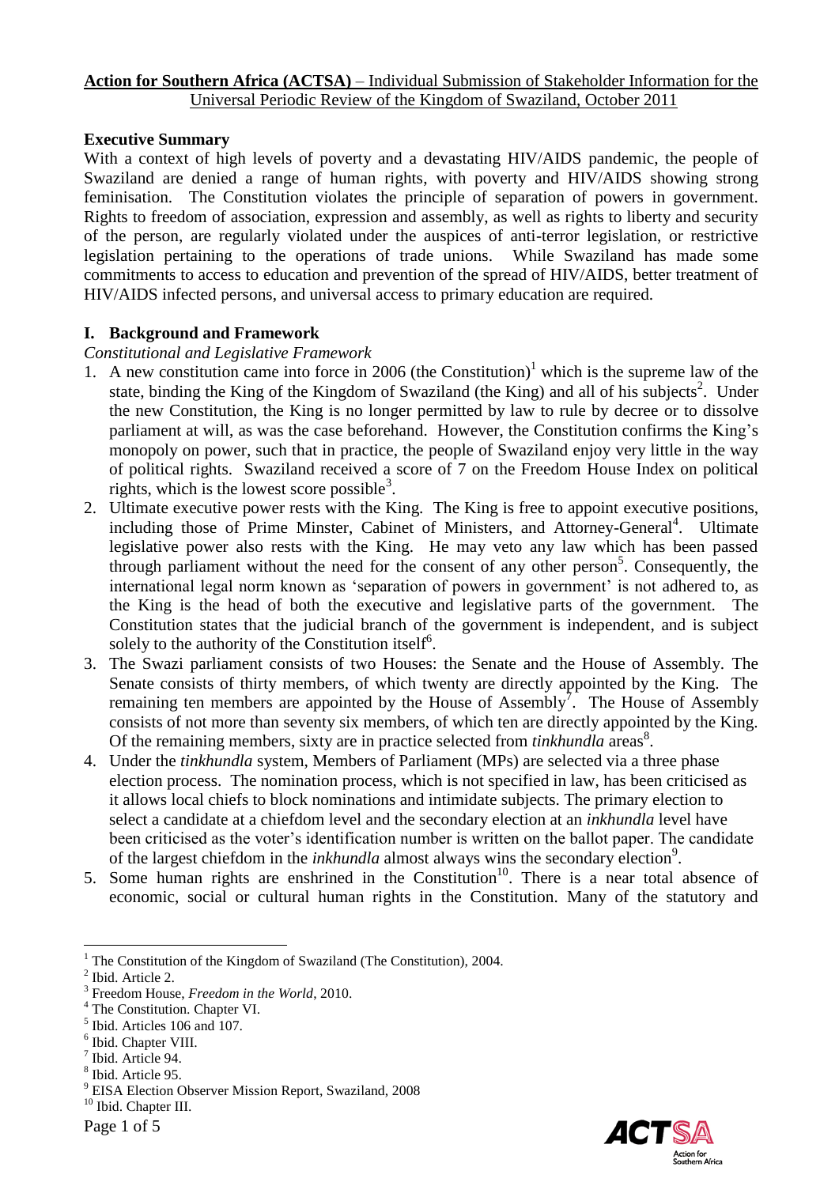**Action for Southern Africa (ACTSA)** – Individual Submission of Stakeholder Information for the Universal Periodic Review of the Kingdom of Swaziland, October 2011

## Executive Summary

With a context of high levels of poverty and a devastating HIV/AIDS pandemic, the people of Swaziland are denied a range of human rights, with poverty and HIV/AIDS showing strong feminisation. The Constitution violates the principle of separation of powers in government. Rights to freedom of association, expression and assembly, as well as rights to liberty and security of the person, are regularly violated under the auspices of anti-terror legislation, or restrictive legislation pertaining to the operations of trade unions. While Swaziland has made some commitments to access to education and prevention of the spread of HIV/AIDS, better treatment of HIV/AIDS infected persons, and universal access to primary education are required.

## I. Background and Framework

*Constitutional and Legislative Framework*

1. A new constitution came into force in 2006 (the Constitution)[1] which is the supreme law of the state, binding the King of the Kingdom of Swaziland (the King) and all of his subjects[2]. Under the new Constitution, the King is no longer permitted by law to rule by decree or to dissolve parliament at will, as was the case beforehand. However, the Constitution confirms the King's monopoly on power, such that in practice, the people of Swaziland enjoy very little in the way of political rights. Swaziland received a score of 7 on the Freedom House Index on political rights, which is the lowest score possible[3].
2. Ultimate executive power rests with the King. The King is free to appoint executive positions, including those of Prime Minster, Cabinet of Ministers, and Attorney-General[4]. Ultimate legislative power also rests with the King. He may veto any law which has been passed through parliament without the need for the consent of any other person[5]. Consequently, the international legal norm known as 'separation of powers in government' is not adhered to, as the King is the head of both the executive and legislative parts of the government. The Constitution states that the judicial branch of the government is independent, and is subject solely to the authority of the Constitution itself[6].
3. The Swazi parliament consists of two Houses: the Senate and the House of Assembly. The Senate consists of thirty members, of which twenty are directly appointed by the King. The remaining ten members are appointed by the House of Assembly[7]. The House of Assembly consists of not more than seventy six members, of which ten are directly appointed by the King. Of the remaining members, sixty are in practice selected from *tinkhundla* areas[8].
4. Under the *tinkhundla* system, Members of Parliament (MPs) are selected via a three phase election process. The nomination process, which is not specified in law, has been criticised as it allows local chiefs to block nominations and intimidate subjects. The primary election to select a candidate at a chiefdom level and the secondary election at an *inkhundla* level have been criticised as the voter's identification number is written on the ballot paper. The candidate of the largest chiefdom in the *inkhundla* almost always wins the secondary election[9].
5. Some human rights are enshrined in the Constitution[10]. There is a near total absence of economic, social or cultural human rights in the Constitution. Many of the statutory and

---

[1] The Constitution of the Kingdom of Swaziland (The Constitution), 2004.

[2] Ibid. Article 2.

[3] Freedom House, *Freedom in the World*, 2010.

[4] The Constitution. Chapter VI.

[5] Ibid. Articles 106 and 107.

[6] Ibid. Chapter VIII.

[7] Ibid. Article 94.

[8] Ibid. Article 95.

[9] EISA Election Observer Mission Report, Swaziland, 2008

[10] Ibid. Chapter III.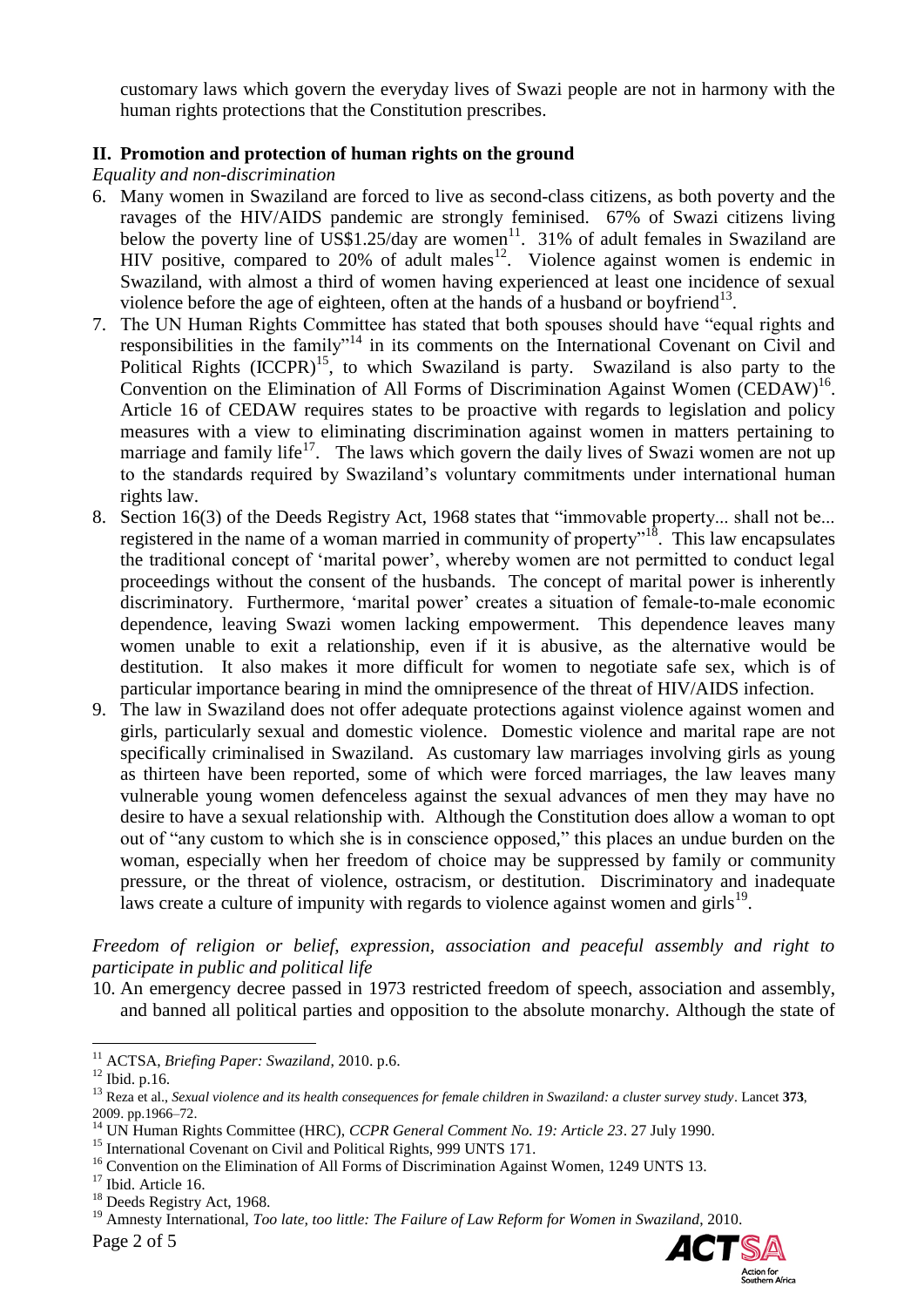customary laws which govern the everyday lives of Swazi people are not in harmony with the human rights protections that the Constitution prescribes.

## II. Promotion and protection of human rights on the ground

*Equality and non-discrimination*

6. Many women in Swaziland are forced to live as second-class citizens, as both poverty and the ravages of the HIV/AIDS pandemic are strongly feminised. 67% of Swazi citizens living below the poverty line of US$1.25/day are women[11]. 31% of adult females in Swaziland are HIV positive, compared to 20% of adult males[12]. Violence against women is endemic in Swaziland, with almost a third of women having experienced at least one incidence of sexual violence before the age of eighteen, often at the hands of a husband or boyfriend[13].
7. The UN Human Rights Committee has stated that both spouses should have "equal rights and responsibilities in the family"[14] in its comments on the International Covenant on Civil and Political Rights (ICCPR)[15], to which Swaziland is party. Swaziland is also party to the Convention on the Elimination of All Forms of Discrimination Against Women (CEDAW)[16]. Article 16 of CEDAW requires states to be proactive with regards to legislation and policy measures with a view to eliminating discrimination against women in matters pertaining to marriage and family life[17]. The laws which govern the daily lives of Swazi women are not up to the standards required by Swaziland's voluntary commitments under international human rights law.
8. Section 16(3) of the Deeds Registry Act, 1968 states that "immovable property... shall not be... registered in the name of a woman married in community of property"[18]. This law encapsulates the traditional concept of 'marital power', whereby women are not permitted to conduct legal proceedings without the consent of the husbands. The concept of marital power is inherently discriminatory. Furthermore, 'marital power' creates a situation of female-to-male economic dependence, leaving Swazi women lacking empowerment. This dependence leaves many women unable to exit a relationship, even if it is abusive, as the alternative would be destitution. It also makes it more difficult for women to negotiate safe sex, which is of particular importance bearing in mind the omnipresence of the threat of HIV/AIDS infection.
9. The law in Swaziland does not offer adequate protections against violence against women and girls, particularly sexual and domestic violence. Domestic violence and marital rape are not specifically criminalised in Swaziland. As customary law marriages involving girls as young as thirteen have been reported, some of which were forced marriages, the law leaves many vulnerable young women defenceless against the sexual advances of men they may have no desire to have a sexual relationship with. Although the Constitution does allow a woman to opt out of "any custom to which she is in conscience opposed," this places an undue burden on the woman, especially when her freedom of choice may be suppressed by family or community pressure, or the threat of violence, ostracism, or destitution. Discriminatory and inadequate laws create a culture of impunity with regards to violence against women and girls[19].

*Freedom of religion or belief, expression, association and peaceful assembly and right to participate in public and political life*

10. An emergency decree passed in 1973 restricted freedom of speech, association and assembly, and banned all political parties and opposition to the absolute monarchy. Although the state of

---

[11] ACTSA, *Briefing Paper: Swaziland*, 2010. p.6.

[12] Ibid. p.16.

[13] Reza et al., *Sexual violence and its health consequences for female children in Swaziland: a cluster survey study*. Lancet **373**, 2009. pp.1966–72.

[14] UN Human Rights Committee (HRC), *CCPR General Comment No. 19: Article 23*. 27 July 1990.

[15] International Covenant on Civil and Political Rights, 999 UNTS 171.

[16] Convention on the Elimination of All Forms of Discrimination Against Women, 1249 UNTS 13.

[17] Ibid. Article 16.

[18] Deeds Registry Act, 1968.

[19] Amnesty International, *Too late, too little: The Failure of Law Reform for Women in Swaziland*, 2010.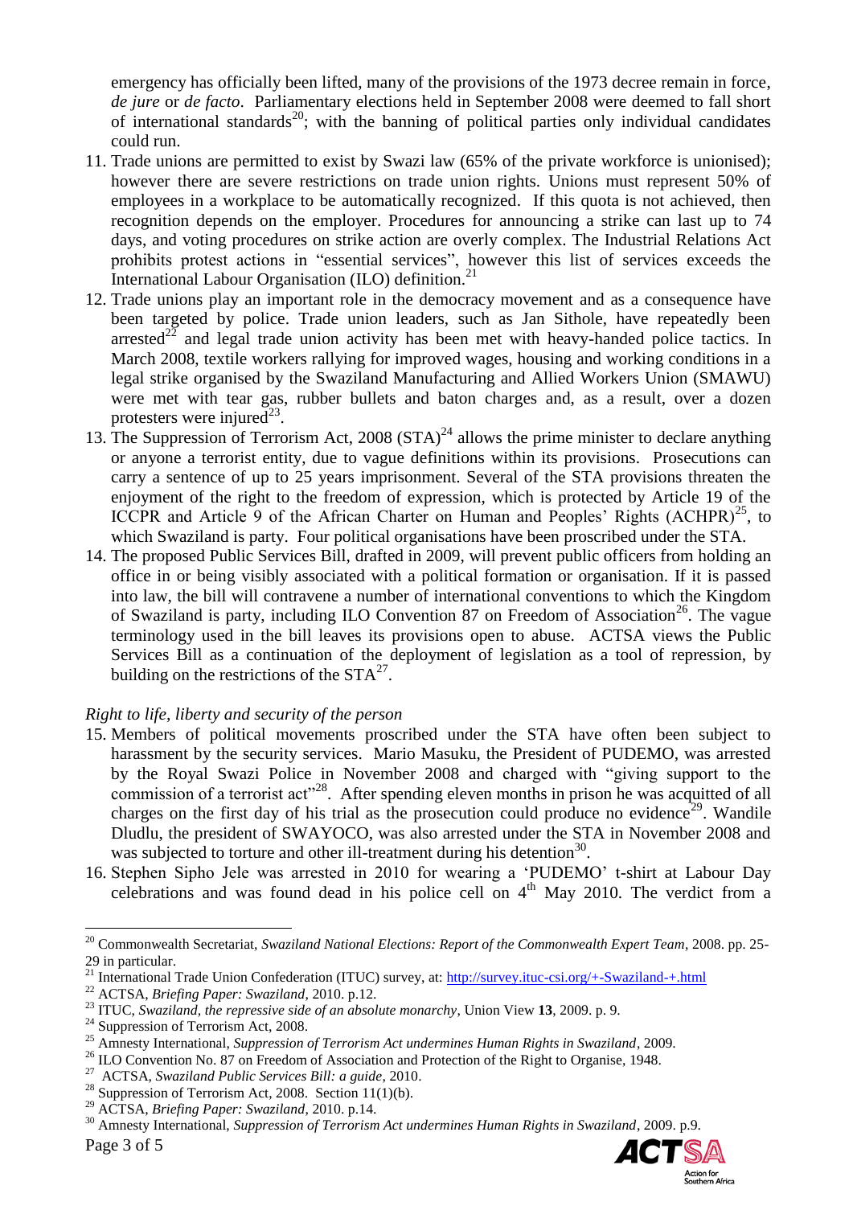emergency has officially been lifted, many of the provisions of the 1973 decree remain in force, *de jure* or *de facto*. Parliamentary elections held in September 2008 were deemed to fall short of international standards[20]; with the banning of political parties only individual candidates could run.

11. Trade unions are permitted to exist by Swazi law (65% of the private workforce is unionised); however there are severe restrictions on trade union rights. Unions must represent 50% of employees in a workplace to be automatically recognized. If this quota is not achieved, then recognition depends on the employer. Procedures for announcing a strike can last up to 74 days, and voting procedures on strike action are overly complex. The Industrial Relations Act prohibits protest actions in "essential services", however this list of services exceeds the International Labour Organisation (ILO) definition.[21]
12. Trade unions play an important role in the democracy movement and as a consequence have been targeted by police. Trade union leaders, such as Jan Sithole, have repeatedly been arrested[22] and legal trade union activity has been met with heavy-handed police tactics. In March 2008, textile workers rallying for improved wages, housing and working conditions in a legal strike organised by the Swaziland Manufacturing and Allied Workers Union (SMAWU) were met with tear gas, rubber bullets and baton charges and, as a result, over a dozen protesters were injured[23].
13. The Suppression of Terrorism Act, 2008 (STA)[24] allows the prime minister to declare anything or anyone a terrorist entity, due to vague definitions within its provisions. Prosecutions can carry a sentence of up to 25 years imprisonment. Several of the STA provisions threaten the enjoyment of the right to the freedom of expression, which is protected by Article 19 of the ICCPR and Article 9 of the African Charter on Human and Peoples' Rights (ACHPR)[25], to which Swaziland is party. Four political organisations have been proscribed under the STA.
14. The proposed Public Services Bill, drafted in 2009, will prevent public officers from holding an office in or being visibly associated with a political formation or organisation. If it is passed into law, the bill will contravene a number of international conventions to which the Kingdom of Swaziland is party, including ILO Convention 87 on Freedom of Association[26]. The vague terminology used in the bill leaves its provisions open to abuse. ACTSA views the Public Services Bill as a continuation of the deployment of legislation as a tool of repression, by building on the restrictions of the STA[27].

*Right to life, liberty and security of the person*

15. Members of political movements proscribed under the STA have often been subject to harassment by the security services. Mario Masuku, the President of PUDEMO, was arrested by the Royal Swazi Police in November 2008 and charged with "giving support to the commission of a terrorist act"[28]. After spending eleven months in prison he was acquitted of all charges on the first day of his trial as the prosecution could produce no evidence[29]. Wandile Dludlu, the president of SWAYOCO, was also arrested under the STA in November 2008 and was subjected to torture and other ill-treatment during his detention[30].
16. Stephen Sipho Jele was arrested in 2010 for wearing a 'PUDEMO' t-shirt at Labour Day celebrations and was found dead in his police cell on 4th May 2010. The verdict from a

---

[20] Commonwealth Secretariat, *Swaziland National Elections: Report of the Commonwealth Expert Team*, 2008. pp. 25-29 in particular.

[21] International Trade Union Confederation (ITUC) survey, at: http://survey.ituc-csi.org/+-Swaziland-+.html

[22] ACTSA, *Briefing Paper: Swaziland*, 2010. p.12.

[23] ITUC, *Swaziland, the repressive side of an absolute monarchy*, Union View **13**, 2009. p. 9.

[24] Suppression of Terrorism Act, 2008.

[25] Amnesty International, *Suppression of Terrorism Act undermines Human Rights in Swaziland*, 2009.

[26] ILO Convention No. 87 on Freedom of Association and Protection of the Right to Organise, 1948.

[27] ACTSA, *Swaziland Public Services Bill: a guide*, 2010.

[28] Suppression of Terrorism Act, 2008. Section 11(1)(b).

[29] ACTSA, *Briefing Paper: Swaziland*, 2010. p.14.

[30] Amnesty International, *Suppression of Terrorism Act undermines Human Rights in Swaziland*, 2009. p.9.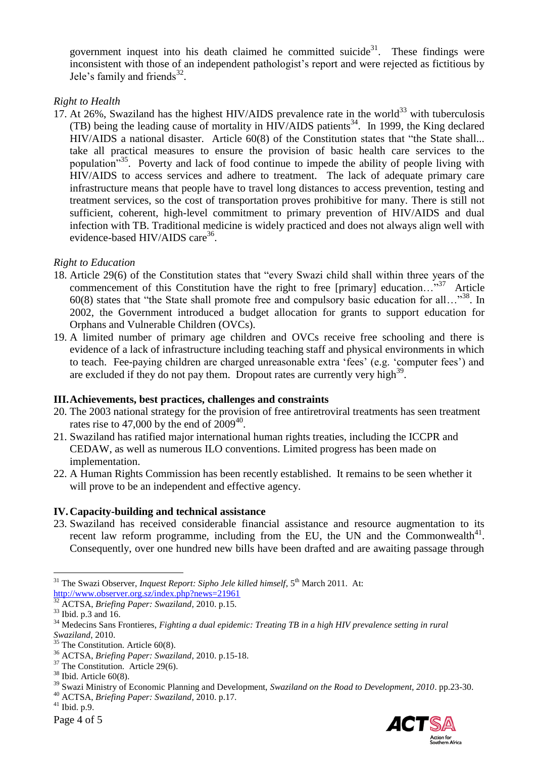government inquest into his death claimed he committed suicide[31]. These findings were inconsistent with those of an independent pathologist's report and were rejected as fictitious by Jele's family and friends[32].

*Right to Health*

17. At 26%, Swaziland has the highest HIV/AIDS prevalence rate in the world[33] with tuberculosis (TB) being the leading cause of mortality in HIV/AIDS patients[34]. In 1999, the King declared HIV/AIDS a national disaster. Article 60(8) of the Constitution states that "the State shall... take all practical measures to ensure the provision of basic health care services to the population"[35]. Poverty and lack of food continue to impede the ability of people living with HIV/AIDS to access services and adhere to treatment. The lack of adequate primary care infrastructure means that people have to travel long distances to access prevention, testing and treatment services, so the cost of transportation proves prohibitive for many. There is still not sufficient, coherent, high-level commitment to primary prevention of HIV/AIDS and dual infection with TB. Traditional medicine is widely practiced and does not always align well with evidence-based HIV/AIDS care[36].

*Right to Education*

18. Article 29(6) of the Constitution states that "every Swazi child shall within three years of the commencement of this Constitution have the right to free [primary] education…"[37] Article 60(8) states that "the State shall promote free and compulsory basic education for all…"[38]. In 2002, the Government introduced a budget allocation for grants to support education for Orphans and Vulnerable Children (OVCs).
19. A limited number of primary age children and OVCs receive free schooling and there is evidence of a lack of infrastructure including teaching staff and physical environments in which to teach. Fee-paying children are charged unreasonable extra 'fees' (e.g. 'computer fees') and are excluded if they do not pay them. Dropout rates are currently very high[39].

## III. Achievements, best practices, challenges and constraints

20. The 2003 national strategy for the provision of free antiretroviral treatments has seen treatment rates rise to 47,000 by the end of 2009[40].
21. Swaziland has ratified major international human rights treaties, including the ICCPR and CEDAW, as well as numerous ILO conventions. Limited progress has been made on implementation.
22. A Human Rights Commission has been recently established. It remains to be seen whether it will prove to be an independent and effective agency.

## IV. Capacity-building and technical assistance

23. Swaziland has received considerable financial assistance and resource augmentation to its recent law reform programme, including from the EU, the UN and the Commonwealth[41]. Consequently, over one hundred new bills have been drafted and are awaiting passage through

---

[31] The Swazi Observer, *Inquest Report: Sipho Jele killed himself*, 5th March 2011. At: http://www.observer.org.sz/index.php?news=21961

[32] ACTSA, *Briefing Paper: Swaziland*, 2010. p.15.

[33] Ibid. p.3 and 16.

[34] Medecins Sans Frontieres, *Fighting a dual epidemic: Treating TB in a high HIV prevalence setting in rural Swaziland*, 2010.

[35] The Constitution. Article 60(8).

[36] ACTSA, *Briefing Paper: Swaziland*, 2010. p.15-18.

[37] The Constitution. Article 29(6).

[38] Ibid. Article 60(8).

[39] Swazi Ministry of Economic Planning and Development, *Swaziland on the Road to Development, 2010*. pp.23-30.

[40] ACTSA, *Briefing Paper: Swaziland*, 2010. p.17.

[41] Ibid. p.9.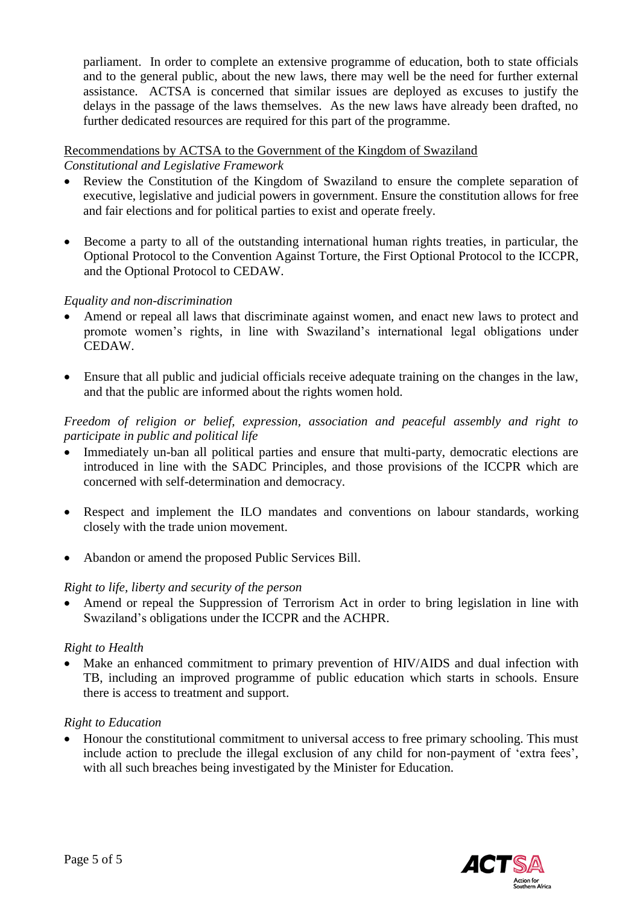parliament. In order to complete an extensive programme of education, both to state officials and to the general public, about the new laws, there may well be the need for further external assistance. ACTSA is concerned that similar issues are deployed as excuses to justify the delays in the passage of the laws themselves. As the new laws have already been drafted, no further dedicated resources are required for this part of the programme.

Recommendations by ACTSA to the Government of the Kingdom of Swaziland

*Constitutional and Legislative Framework*

- Review the Constitution of the Kingdom of Swaziland to ensure the complete separation of executive, legislative and judicial powers in government. Ensure the constitution allows for free and fair elections and for political parties to exist and operate freely.

- Become a party to all of the outstanding international human rights treaties, in particular, the Optional Protocol to the Convention Against Torture, the First Optional Protocol to the ICCPR, and the Optional Protocol to CEDAW.

*Equality and non-discrimination*

- Amend or repeal all laws that discriminate against women, and enact new laws to protect and promote women's rights, in line with Swaziland's international legal obligations under CEDAW.

- Ensure that all public and judicial officials receive adequate training on the changes in the law, and that the public are informed about the rights women hold.

*Freedom of religion or belief, expression, association and peaceful assembly and right to participate in public and political life*

- Immediately un-ban all political parties and ensure that multi-party, democratic elections are introduced in line with the SADC Principles, and those provisions of the ICCPR which are concerned with self-determination and democracy.

- Respect and implement the ILO mandates and conventions on labour standards, working closely with the trade union movement.

- Abandon or amend the proposed Public Services Bill.

*Right to life, liberty and security of the person*

- Amend or repeal the Suppression of Terrorism Act in order to bring legislation in line with Swaziland's obligations under the ICCPR and the ACHPR.

*Right to Health*

- Make an enhanced commitment to primary prevention of HIV/AIDS and dual infection with TB, including an improved programme of public education which starts in schools. Ensure there is access to treatment and support.

*Right to Education*

- Honour the constitutional commitment to universal access to free primary schooling. This must include action to preclude the illegal exclusion of any child for non-payment of 'extra fees', with all such breaches being investigated by the Minister for Education.